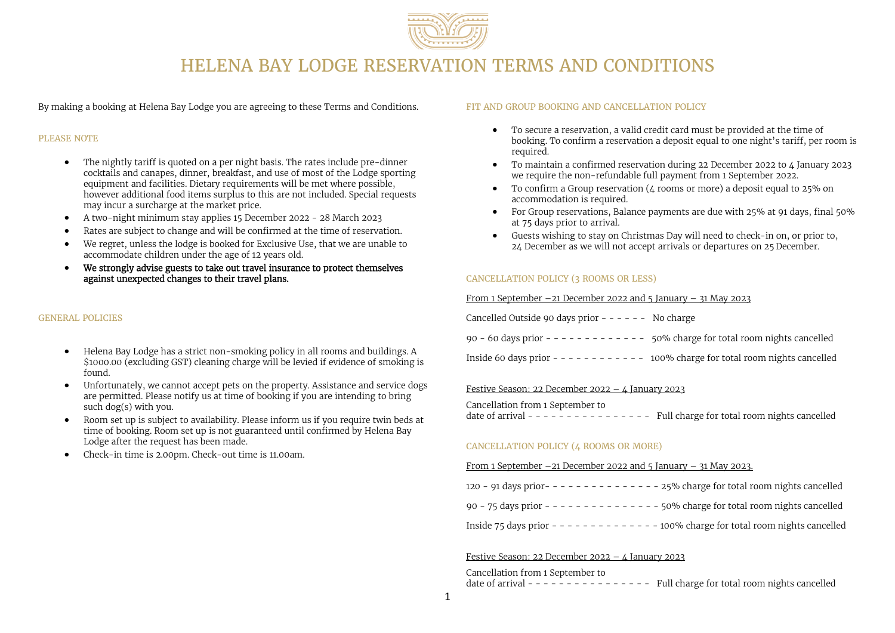# HELENA BAY LODGE RESERVATION TERMS AND CONDITIONS

By making a booking at Helena Bay Lodge you are agreeing to these Terms and Conditions.

## PLEASE NOTE

- The nightly tariff is quoted on a per night basis. The rates include pre-dinner cocktails and canapes, dinner, breakfast, and use of most of the Lodge sporting equipment and facilities. Dietary requirements will be met where possible, however additional food items surplus to this are not included. Special requests may incur a surcharge at the market price.
- A two-night minimum stay applies 15 December 2022 - 28 March 2023
- Rates are subject to change and will be confirmed at the time of reservation.
- We regret, unless the lodge is booked for Exclusive Use, that we are unable to accommodate children under the age of 12 years old.
- **We strongly advise guests to take out travel insurance to protect themselves against unexpected changes to their travel plans.**

## GENERAL POLICIES

- Helena Bay Lodge has a strict non-smoking policy in all rooms and buildings. A $1000.00 (excluding GST) cleaning charge will be levied if evidence of smoking is found.
- Unfortunately, we cannot accept pets on the property. Assistance and service dogs are permitted. Please notify us at time of booking if you are intending to bring such dog(s) with you.
- Room set up is subject to availability. Please inform us if you require twin beds at time of booking. Room set up is not guaranteed until confirmed by Helena Bay Lodge after the request has been made.
- Check-in time is 2.00pm. Check-out time is 11.00am.

## FIT AND GROUP BOOKING AND CANCELLATION POLICY

- To secure a reservation, a valid credit card must be provided at the time of booking. To confirm a reservation a deposit equal to one night's tariff, per room is required.
- To maintain a confirmed reservation during 22 December 2022 to 4 January 2023 we require the non-refundable full payment from 1 September 2022.
- To confirm a Group reservation (4 rooms or more) a deposit equal to 25% on accommodation is required.
- For Group reservations, Balance payments are due with 25% at 91 days, final 50% at 75 days prior to arrival.
- Guests wishing to stay on Christmas Day will need to check-in on, or prior to, 24 December as we will not accept arrivals or departures on 25 December.

## CANCELLATION POLICY (3 ROOMS OR LESS)

From 1 September –21 December 2022 and 5 January – 31 May 2023

Cancelled Outside 90 days prior - - - - - - No charge

90 - 60 days prior - - - - - - - - - - - - - 50% charge for total room nights cancelled

Inside 60 days prior - - - - - - - - - - - - 100% charge for total room nights cancelled

Festive Season: 22 December 2022 – 4 January 2023

Cancellation from 1 September to date of arrival - - - - - - - - - - - - - - - - Full charge for total room nights cancelled

## CANCELLATION POLICY (4 ROOMS OR MORE)

From 1 September –21 December 2022 and 5 January – 31 May 2023.

120 - 91 days prior- - - - - - - - - - - - - - - 25% charge for total room nights cancelled

90 - 75 days prior - - - - - - - - - - - - - - - 50% charge for total room nights cancelled

Inside 75 days prior - - - - - - - - - - - - - - 100% charge for total room nights cancelled

Festive Season: 22 December 2022 – 4 January 2023

Cancellation from 1 September to date of arrival - - - - - - - - - - - - - - - - Full charge for total room nights cancelled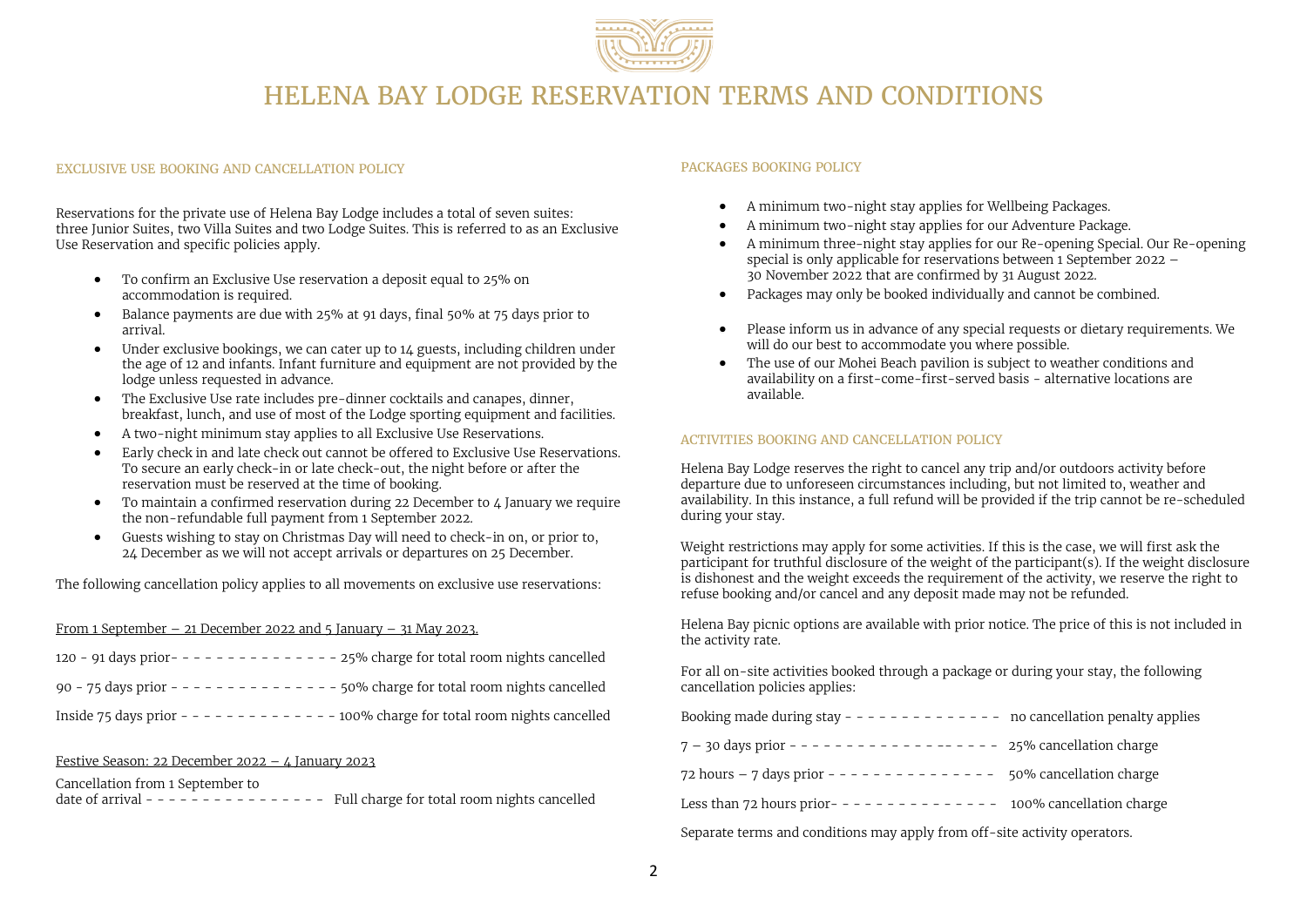# HELENA BAY LODGE RESERVATION TERMS AND CONDITIONS

## EXCLUSIVE USE BOOKING AND CANCELLATION POLICY

Reservations for the private use of Helena Bay Lodge includes a total of seven suites: three Junior Suites, two Villa Suites and two Lodge Suites. This is referred to as an Exclusive Use Reservation and specific policies apply.

- To confirm an Exclusive Use reservation a deposit equal to 25% on accommodation is required.
- Balance payments are due with 25% at 91 days, final 50% at 75 days prior to arrival.
- Under exclusive bookings, we can cater up to 14 guests, including children under the age of 12 and infants. Infant furniture and equipment are not provided by the lodge unless requested in advance.
- The Exclusive Use rate includes pre-dinner cocktails and canapes, dinner, breakfast, lunch, and use of most of the Lodge sporting equipment and facilities.
- A two-night minimum stay applies to all Exclusive Use Reservations.
- Early check in and late check out cannot be offered to Exclusive Use Reservations. To secure an early check-in or late check-out, the night before or after the reservation must be reserved at the time of booking.
- To maintain a confirmed reservation during 22 December to 4 January we require the non-refundable full payment from 1 September 2022.
- Guests wishing to stay on Christmas Day will need to check-in on, or prior to, 24 December as we will not accept arrivals or departures on 25 December.

The following cancellation policy applies to all movements on exclusive use reservations:

From 1 September – 21 December 2022 and 5 January – 31 May 2023.

120 - 91 days prior- - - - - - - - - - - - - - - 25% charge for total room nights cancelled

90 - 75 days prior - - - - - - - - - - - - - - - 50% charge for total room nights cancelled

Inside 75 days prior - - - - - - - - - - - - - - 100% charge for total room nights cancelled

Festive Season: 22 December 2022 – 4 January 2023

Cancellation from 1 September to date of arrival - - - - - - - - - - - - - - - - Full charge for total room nights cancelled

## PACKAGES BOOKING POLICY

- A minimum two-night stay applies for Wellbeing Packages.
- A minimum two-night stay applies for our Adventure Package.
- A minimum three-night stay applies for our Re-opening Special. Our Re-opening special is only applicable for reservations between 1 September 2022 – 30 November 2022 that are confirmed by 31 August 2022.
- Packages may only be booked individually and cannot be combined.
- Please inform us in advance of any special requests or dietary requirements. We will do our best to accommodate you where possible.
- The use of our Mohei Beach pavilion is subject to weather conditions and availability on a first-come-first-served basis - alternative locations are available.

## ACTIVITIES BOOKING AND CANCELLATION POLICY

Helena Bay Lodge reserves the right to cancel any trip and/or outdoors activity before departure due to unforeseen circumstances including, but not limited to, weather and availability. In this instance, a full refund will be provided if the trip cannot be re-scheduled during your stay.

Weight restrictions may apply for some activities. If this is the case, we will first ask the participant for truthful disclosure of the weight of the participant(s). If the weight disclosure is dishonest and the weight exceeds the requirement of the activity, we reserve the right to refuse booking and/or cancel and any deposit made may not be refunded.

Helena Bay picnic options are available with prior notice. The price of this is not included in the activity rate.

For all on-site activities booked through a package or during your stay, the following cancellation policies applies:

Booking made during stay - - - - - - - - - - - - - - no cancellation penalty applies

7 – 30 days prior - - - - - - - - - - - - - - - - - - - 25% cancellation charge

72 hours – 7 days prior - - - - - - - - - - - - - - - 50% cancellation charge

Less than 72 hours prior- - - - - - - - - - - - - - - 100% cancellation charge

Separate terms and conditions may apply from off-site activity operators.